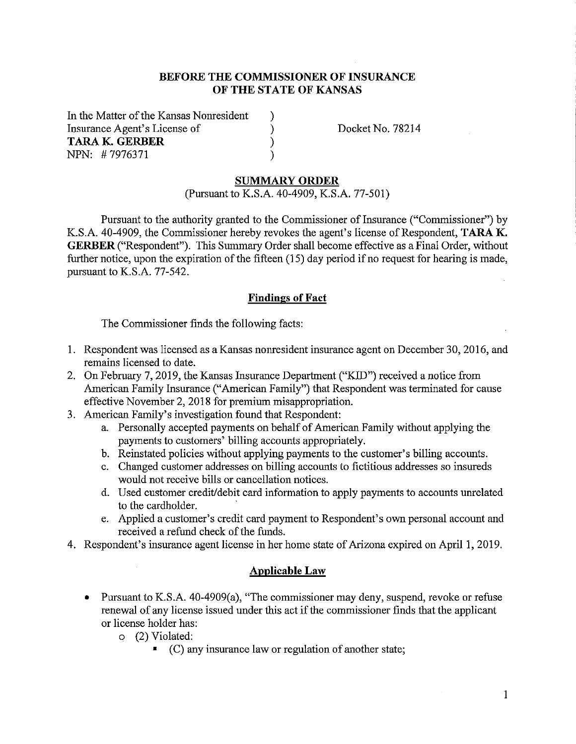**BEFORE THE COMMISSIONER OF INSURANCE**
**OF THE STATE OF KANSAS**

In the Matter of the Kansas Nonresident )
Insurance Agent's License of )    Docket No. 78214
**TARA K. GERBER** )
NPN: # 7976371 )

## SUMMARY ORDER

(Pursuant to K.S.A. 40-4909, K.S.A. 77-501)

Pursuant to the authority granted to the Commissioner of Insurance ("Commissioner") by K.S.A. 40-4909, the Commissioner hereby revokes the agent's license of Respondent, **TARA K. GERBER** ("Respondent"). This Summary Order shall become effective as a Final Order, without further notice, upon the expiration of the fifteen (15) day period if no request for hearing is made, pursuant to K.S.A. 77-542.

### Findings of Fact

The Commissioner finds the following facts:

1. Respondent was licensed as a Kansas nonresident insurance agent on December 30, 2016, and remains licensed to date.
2. On February 7, 2019, the Kansas Insurance Department ("KID") received a notice from American Family Insurance ("American Family") that Respondent was terminated for cause effective November 2, 2018 for premium misappropriation.
3. American Family's investigation found that Respondent:
   a. Personally accepted payments on behalf of American Family without applying the payments to customers' billing accounts appropriately.
   b. Reinstated policies without applying payments to the customer's billing accounts.
   c. Changed customer addresses on billing accounts to fictitious addresses so insureds would not receive bills or cancellation notices.
   d. Used customer credit/debit card information to apply payments to accounts unrelated to the cardholder.
   e. Applied a customer's credit card payment to Respondent's own personal account and received a refund check of the funds.
4. Respondent's insurance agent license in her home state of Arizona expired on April 1, 2019.

### Applicable Law

- Pursuant to K.S.A. 40-4909(a), "The commissioner may deny, suspend, revoke or refuse renewal of any license issued under this act if the commissioner finds that the applicant or license holder has:
  - (2) Violated:
    - (C) any insurance law or regulation of another state;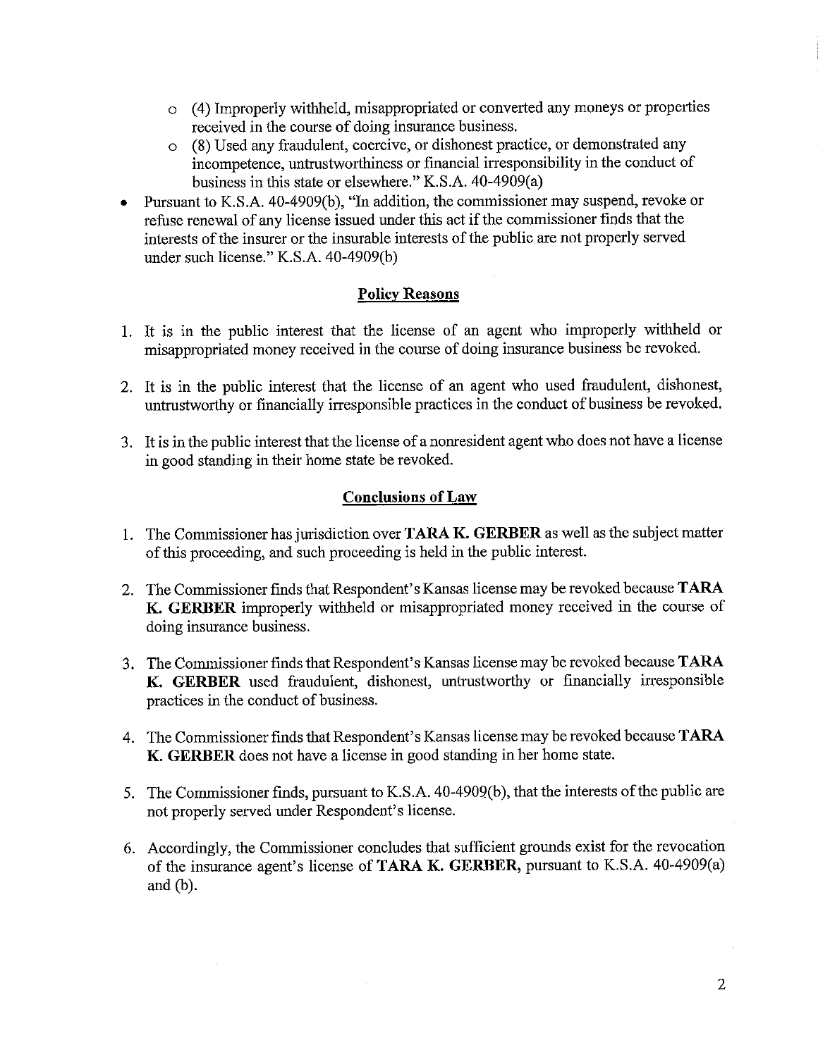- (4) Improperly withheld, misappropriated or converted any moneys or properties received in the course of doing insurance business.
  - (8) Used any fraudulent, coercive, or dishonest practice, or demonstrated any incompetence, untrustworthiness or financial irresponsibility in the conduct of business in this state or elsewhere." K.S.A. 40-4909(a)
- Pursuant to K.S.A. 40-4909(b), "In addition, the commissioner may suspend, revoke or refuse renewal of any license issued under this act if the commissioner finds that the interests of the insurer or the insurable interests of the public are not properly served under such license." K.S.A. 40-4909(b)

## Policy Reasons

1. It is in the public interest that the license of an agent who improperly withheld or misappropriated money received in the course of doing insurance business be revoked.

2. It is in the public interest that the license of an agent who used fraudulent, dishonest, untrustworthy or financially irresponsible practices in the conduct of business be revoked.

3. It is in the public interest that the license of a nonresident agent who does not have a license in good standing in their home state be revoked.

## Conclusions of Law

1. The Commissioner has jurisdiction over **TARA K. GERBER** as well as the subject matter of this proceeding, and such proceeding is held in the public interest.

2. The Commissioner finds that Respondent's Kansas license may be revoked because **TARA K. GERBER** improperly withheld or misappropriated money received in the course of doing insurance business.

3. The Commissioner finds that Respondent's Kansas license may be revoked because **TARA K. GERBER** used fraudulent, dishonest, untrustworthy or financially irresponsible practices in the conduct of business.

4. The Commissioner finds that Respondent's Kansas license may be revoked because **TARA K. GERBER** does not have a license in good standing in her home state.

5. The Commissioner finds, pursuant to K.S.A. 40-4909(b), that the interests of the public are not properly served under Respondent's license.

6. Accordingly, the Commissioner concludes that sufficient grounds exist for the revocation of the insurance agent's license of **TARA K. GERBER,** pursuant to K.S.A. 40-4909(a) and (b).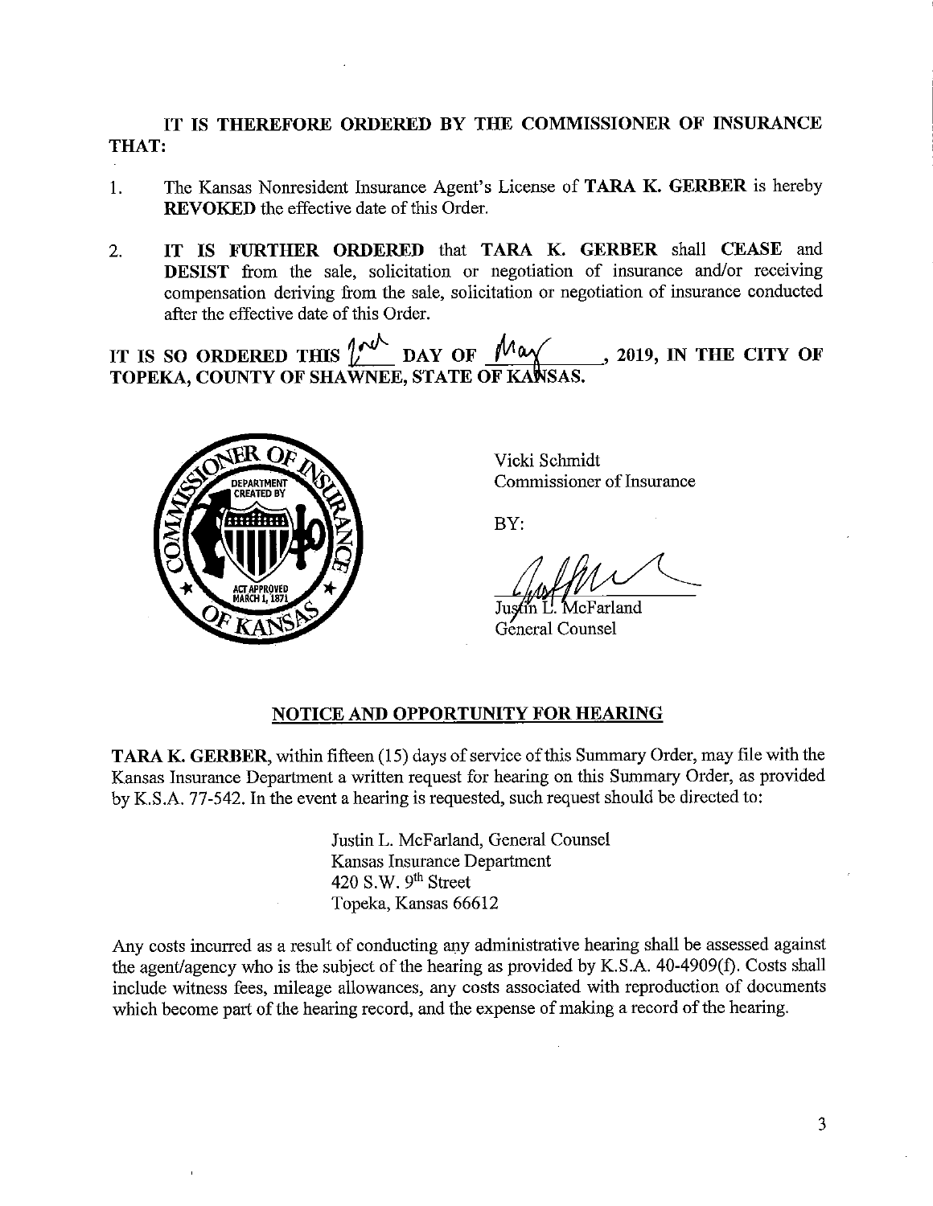**IT IS THEREFORE ORDERED BY THE COMMISSIONER OF INSURANCE THAT:**

1. The Kansas Nonresident Insurance Agent's License of **TARA K. GERBER** is hereby **REVOKED** the effective date of this Order.

2. **IT IS FURTHER ORDERED** that **TARA K. GERBER** shall **CEASE** and **DESIST** from the sale, solicitation or negotiation of insurance and/or receiving compensation deriving from the sale, solicitation or negotiation of insurance conducted after the effective date of this Order.

**IT IS SO ORDERED THIS 2nd DAY OF May, 2019, IN THE CITY OF TOPEKA, COUNTY OF SHAWNEE, STATE OF KANSAS.**

Vicki Schmidt
Commissioner of Insurance

BY:

Justin L. McFarland
General Counsel

## NOTICE AND OPPORTUNITY FOR HEARING

**TARA K. GERBER**, within fifteen (15) days of service of this Summary Order, may file with the Kansas Insurance Department a written request for hearing on this Summary Order, as provided by K.S.A. 77-542. In the event a hearing is requested, such request should be directed to:

Justin L. McFarland, General Counsel
Kansas Insurance Department
420 S.W. 9th Street
Topeka, Kansas 66612

Any costs incurred as a result of conducting any administrative hearing shall be assessed against the agent/agency who is the subject of the hearing as provided by K.S.A. 40-4909(f). Costs shall include witness fees, mileage allowances, any costs associated with reproduction of documents which become part of the hearing record, and the expense of making a record of the hearing.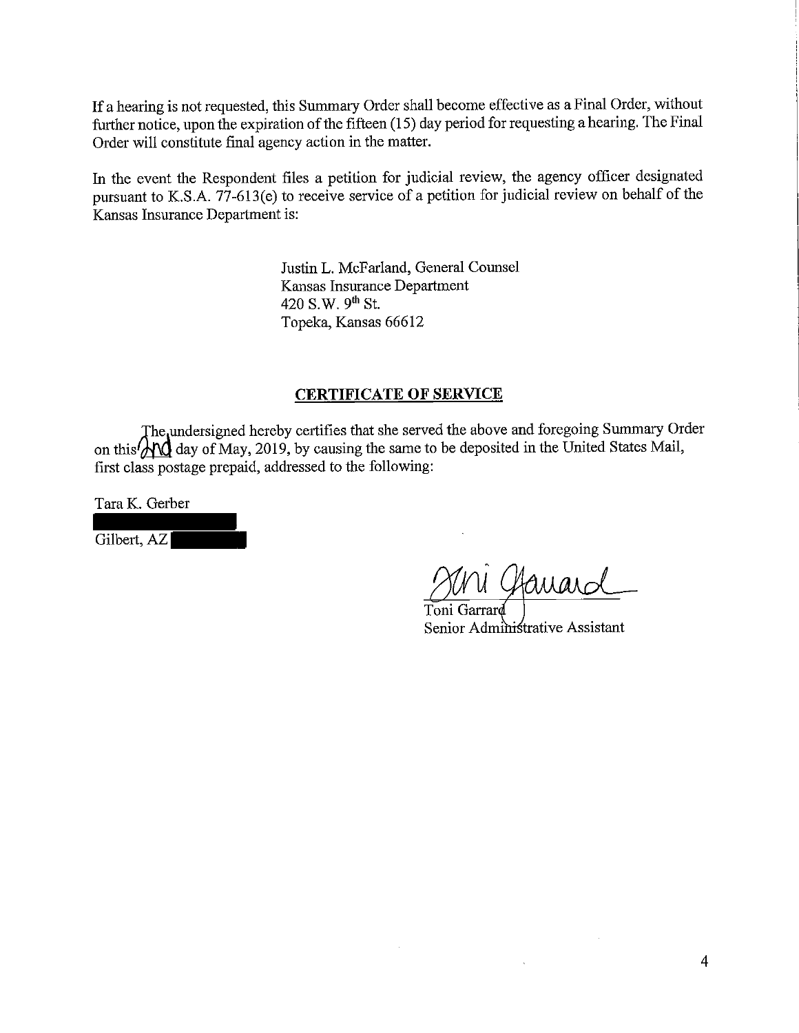If a hearing is not requested, this Summary Order shall become effective as a Final Order, without further notice, upon the expiration of the fifteen (15) day period for requesting a hearing. The Final Order will constitute final agency action in the matter.

In the event the Respondent files a petition for judicial review, the agency officer designated pursuant to K.S.A. 77-613(e) to receive service of a petition for judicial review on behalf of the Kansas Insurance Department is:

Justin L. McFarland, General Counsel
Kansas Insurance Department
420 S.W. 9th St.
Topeka, Kansas 66612

## CERTIFICATE OF SERVICE

The undersigned hereby certifies that she served the above and foregoing Summary Order on this 2nd day of May, 2019, by causing the same to be deposited in the United States Mail, first class postage prepaid, addressed to the following:

Tara K. Gerber
[REDACTED]
Gilbert, AZ [REDACTED]

Toni Garrard
Senior Administrative Assistant